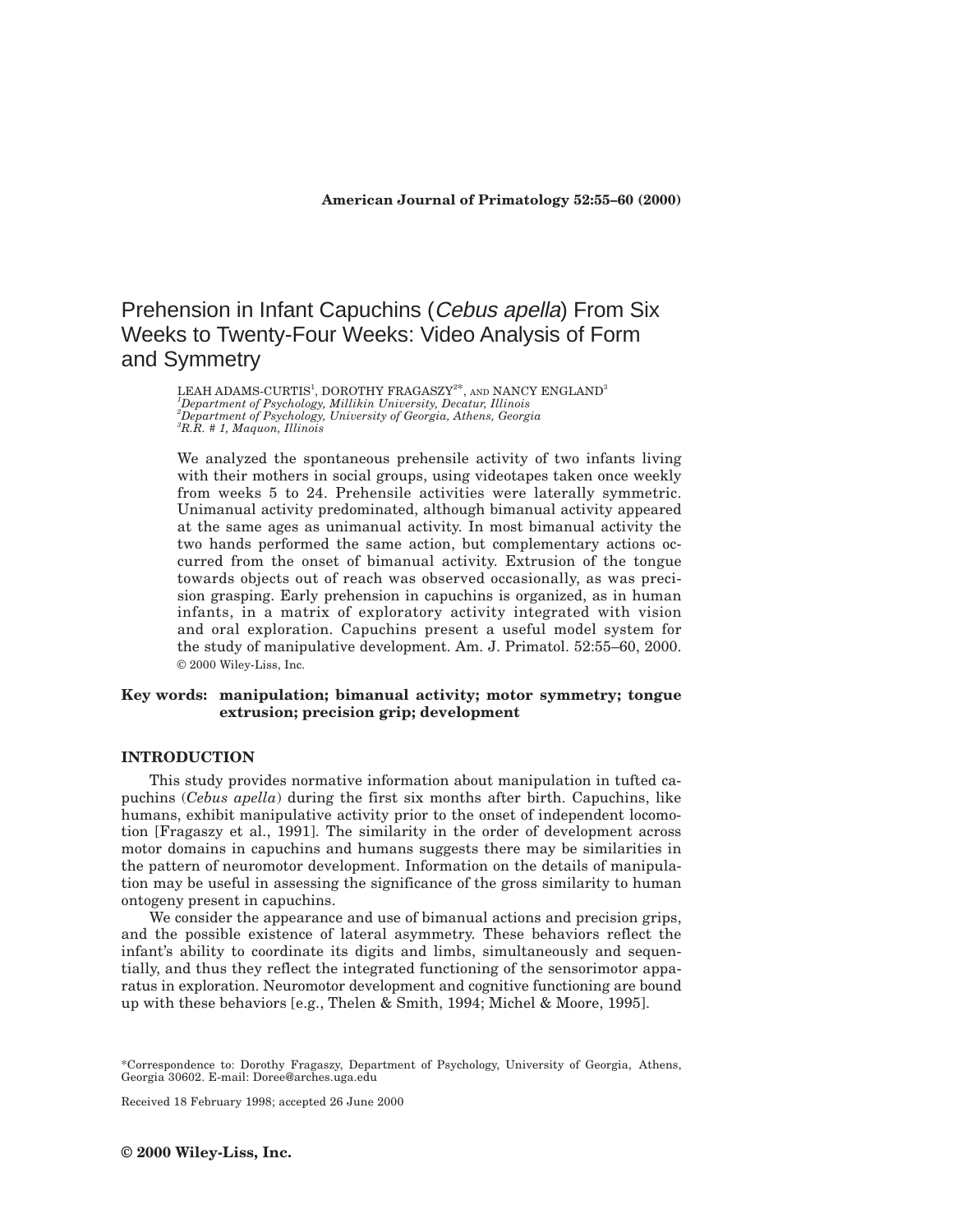# Prehension in Infant Capuchins (*Cebus apella*) From Six Weeks to Twenty-Four Weeks: Video Analysis of Form and Symmetry

LEAH ADAMS-CURTIS[1], DOROTHY FRAGASZY[2*], AND NANCY ENGLAND[3]

[1]*Department of Psychology, Millikin University, Decatur, Illinois*
[2]*Department of Psychology, University of Georgia, Athens, Georgia*
[3]*R.R. # 1, Maquon, Illinois*

We analyzed the spontaneous prehensile activity of two infants living with their mothers in social groups, using videotapes taken once weekly from weeks 5 to 24. Prehensile activities were laterally symmetric. Unimanual activity predominated, although bimanual activity appeared at the same ages as unimanual activity. In most bimanual activity the two hands performed the same action, but complementary actions occurred from the onset of bimanual activity. Extrusion of the tongue towards objects out of reach was observed occasionally, as was precision grasping. Early prehension in capuchins is organized, as in human infants, in a matrix of exploratory activity integrated with vision and oral exploration. Capuchins present a useful model system for the study of manipulative development. Am. J. Primatol. 52:55–60, 2000. © 2000 Wiley-Liss, Inc.

**Key words: manipulation; bimanual activity; motor symmetry; tongue extrusion; precision grip; development**

## INTRODUCTION

This study provides normative information about manipulation in tufted capuchins (*Cebus apella*) during the first six months after birth. Capuchins, like humans, exhibit manipulative activity prior to the onset of independent locomotion [Fragaszy et al., 1991]. The similarity in the order of development across motor domains in capuchins and humans suggests there may be similarities in the pattern of neuromotor development. Information on the details of manipulation may be useful in assessing the significance of the gross similarity to human ontogeny present in capuchins.

We consider the appearance and use of bimanual actions and precision grips, and the possible existence of lateral asymmetry. These behaviors reflect the infant's ability to coordinate its digits and limbs, simultaneously and sequentially, and thus they reflect the integrated functioning of the sensorimotor apparatus in exploration. Neuromotor development and cognitive functioning are bound up with these behaviors [e.g., Thelen & Smith, 1994; Michel & Moore, 1995].

*Correspondence to: Dorothy Fragaszy, Department of Psychology, University of Georgia, Athens, Georgia 30602. E-mail: Doree@arches.uga.edu

Received 18 February 1998; accepted 26 June 2000

**© 2000 Wiley-Liss, Inc.**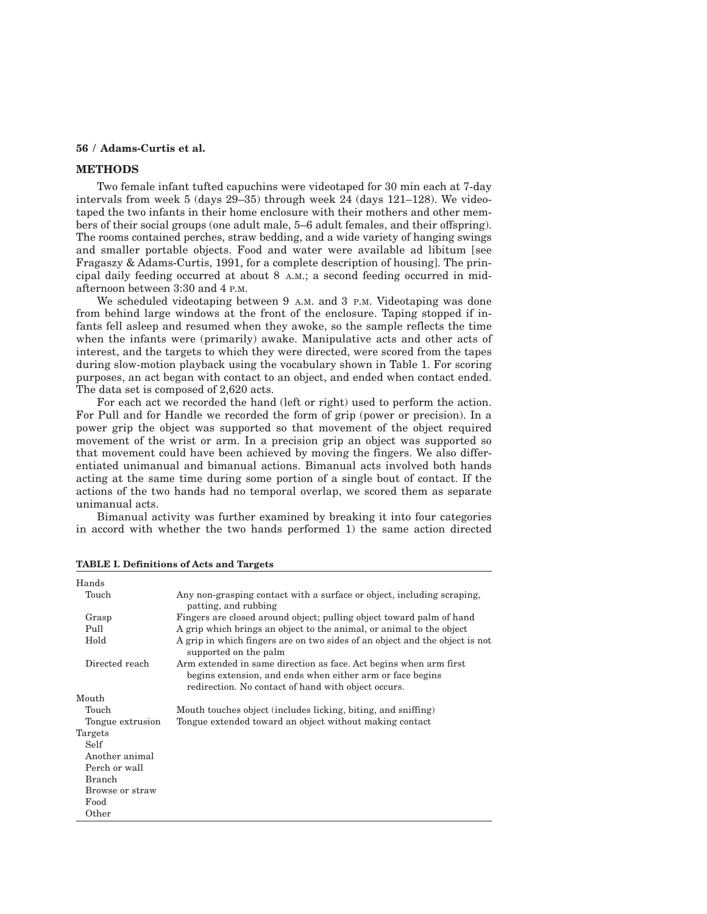## METHODS

Two female infant tufted capuchins were videotaped for 30 min each at 7-day intervals from week 5 (days 29–35) through week 24 (days 121–128). We videotaped the two infants in their home enclosure with their mothers and other members of their social groups (one adult male, 5–6 adult females, and their offspring). The rooms contained perches, straw bedding, and a wide variety of hanging swings and smaller portable objects. Food and water were available ad libitum [see Fragaszy & Adams-Curtis, 1991, for a complete description of housing]. The principal daily feeding occurred at about 8 A.M.; a second feeding occurred in mid-afternoon between 3:30 and 4 P.M.

We scheduled videotaping between 9 A.M. and 3 P.M. Videotaping was done from behind large windows at the front of the enclosure. Taping stopped if infants fell asleep and resumed when they awoke, so the sample reflects the time when the infants were (primarily) awake. Manipulative acts and other acts of interest, and the targets to which they were directed, were scored from the tapes during slow-motion playback using the vocabulary shown in Table 1. For scoring purposes, an act began with contact to an object, and ended when contact ended. The data set is composed of 2,620 acts.

For each act we recorded the hand (left or right) used to perform the action. For Pull and for Handle we recorded the form of grip (power or precision). In a power grip the object was supported so that movement of the object required movement of the wrist or arm. In a precision grip an object was supported so that movement could have been achieved by moving the fingers. We also differentiated unimanual and bimanual actions. Bimanual acts involved both hands acting at the same time during some portion of a single bout of contact. If the actions of the two hands had no temporal overlap, we scored them as separate unimanual acts.

Bimanual activity was further examined by breaking it into four categories in accord with whether the two hands performed 1) the same action directed

**TABLE I. Definitions of Acts and Targets**

| | |
|---|---|
| Hands | |
| Touch | Any non-grasping contact with a surface or object, including scraping, patting, and rubbing |
| Grasp | Fingers are closed around object; pulling object toward palm of hand |
| Pull | A grip which brings an object to the animal, or animal to the object |
| Hold | A grip in which fingers are on two sides of an object and the object is not supported on the palm |
| Directed reach | Arm extended in same direction as face. Act begins when arm first begins extension, and ends when either arm or face begins redirection. No contact of hand with object occurs. |
| Mouth | |
| Touch | Mouth touches object (includes licking, biting, and sniffing) |
| Tongue extrusion | Tongue extended toward an object without making contact |
| Targets | |
| Self | |
| Another animal | |
| Perch or wall | |
| Branch | |
| Browse or straw | |
| Food | |
| Other | |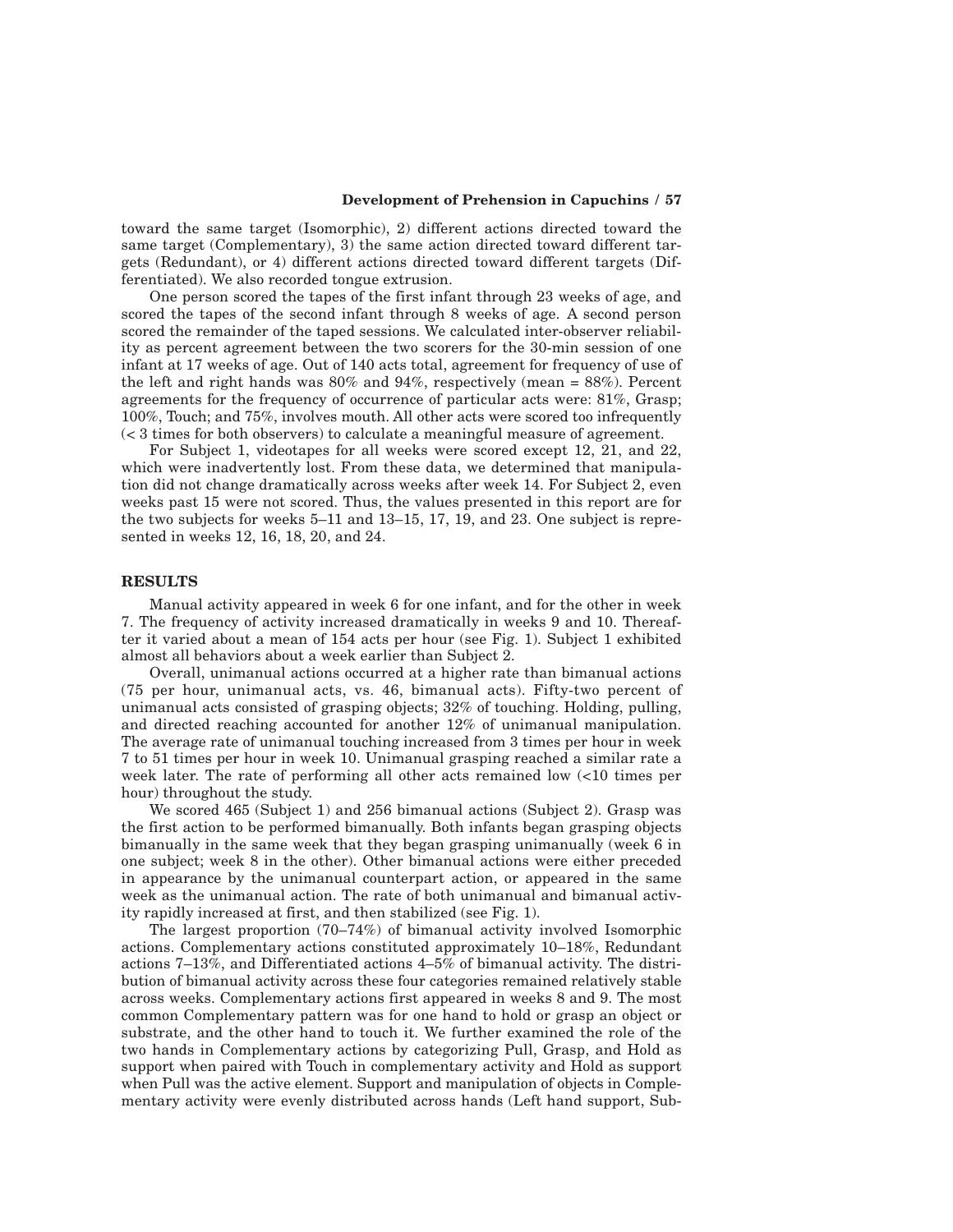toward the same target (Isomorphic), 2) different actions directed toward the same target (Complementary), 3) the same action directed toward different targets (Redundant), or 4) different actions directed toward different targets (Differentiated). We also recorded tongue extrusion.

One person scored the tapes of the first infant through 23 weeks of age, and scored the tapes of the second infant through 8 weeks of age. A second person scored the remainder of the taped sessions. We calculated inter-observer reliability as percent agreement between the two scorers for the 30-min session of one infant at 17 weeks of age. Out of 140 acts total, agreement for frequency of use of the left and right hands was 80% and 94%, respectively (mean = 88%). Percent agreements for the frequency of occurrence of particular acts were: 81%, Grasp; 100%, Touch; and 75%, involves mouth. All other acts were scored too infrequently (< 3 times for both observers) to calculate a meaningful measure of agreement.

For Subject 1, videotapes for all weeks were scored except 12, 21, and 22, which were inadvertently lost. From these data, we determined that manipulation did not change dramatically across weeks after week 14. For Subject 2, even weeks past 15 were not scored. Thus, the values presented in this report are for the two subjects for weeks 5–11 and 13–15, 17, 19, and 23. One subject is represented in weeks 12, 16, 18, 20, and 24.

## RESULTS

Manual activity appeared in week 6 for one infant, and for the other in week 7. The frequency of activity increased dramatically in weeks 9 and 10. Thereafter it varied about a mean of 154 acts per hour (see Fig. 1). Subject 1 exhibited almost all behaviors about a week earlier than Subject 2.

Overall, unimanual actions occurred at a higher rate than bimanual actions (75 per hour, unimanual acts, vs. 46, bimanual acts). Fifty-two percent of unimanual acts consisted of grasping objects; 32% of touching. Holding, pulling, and directed reaching accounted for another 12% of unimanual manipulation. The average rate of unimanual touching increased from 3 times per hour in week 7 to 51 times per hour in week 10. Unimanual grasping reached a similar rate a week later. The rate of performing all other acts remained low (<10 times per hour) throughout the study.

We scored 465 (Subject 1) and 256 bimanual actions (Subject 2). Grasp was the first action to be performed bimanually. Both infants began grasping objects bimanually in the same week that they began grasping unimanually (week 6 in one subject; week 8 in the other). Other bimanual actions were either preceded in appearance by the unimanual counterpart action, or appeared in the same week as the unimanual action. The rate of both unimanual and bimanual activity rapidly increased at first, and then stabilized (see Fig. 1).

The largest proportion (70–74%) of bimanual activity involved Isomorphic actions. Complementary actions constituted approximately 10–18%, Redundant actions 7–13%, and Differentiated actions 4–5% of bimanual activity. The distribution of bimanual activity across these four categories remained relatively stable across weeks. Complementary actions first appeared in weeks 8 and 9. The most common Complementary pattern was for one hand to hold or grasp an object or substrate, and the other hand to touch it. We further examined the role of the two hands in Complementary actions by categorizing Pull, Grasp, and Hold as support when paired with Touch in complementary activity and Hold as support when Pull was the active element. Support and manipulation of objects in Complementary activity were evenly distributed across hands (Left hand support, Sub-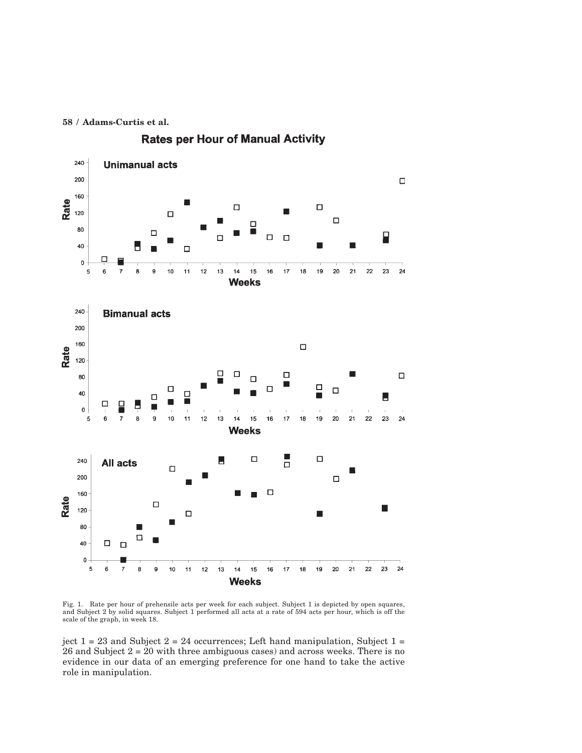Fig. 1. Rate per hour of prehensile acts per week for each subject. Subject 1 is depicted by open squares, and Subject 2 by solid squares. Subject 1 performed all acts at a rate of 594 acts per hour, which is off the scale of the graph, in week 18.

ject 1 = 23 and Subject 2 = 24 occurrences; Left hand manipulation, Subject 1 = 26 and Subject 2 = 20 with three ambiguous cases) and across weeks. There is no evidence in our data of an emerging preference for one hand to take the active role in manipulation.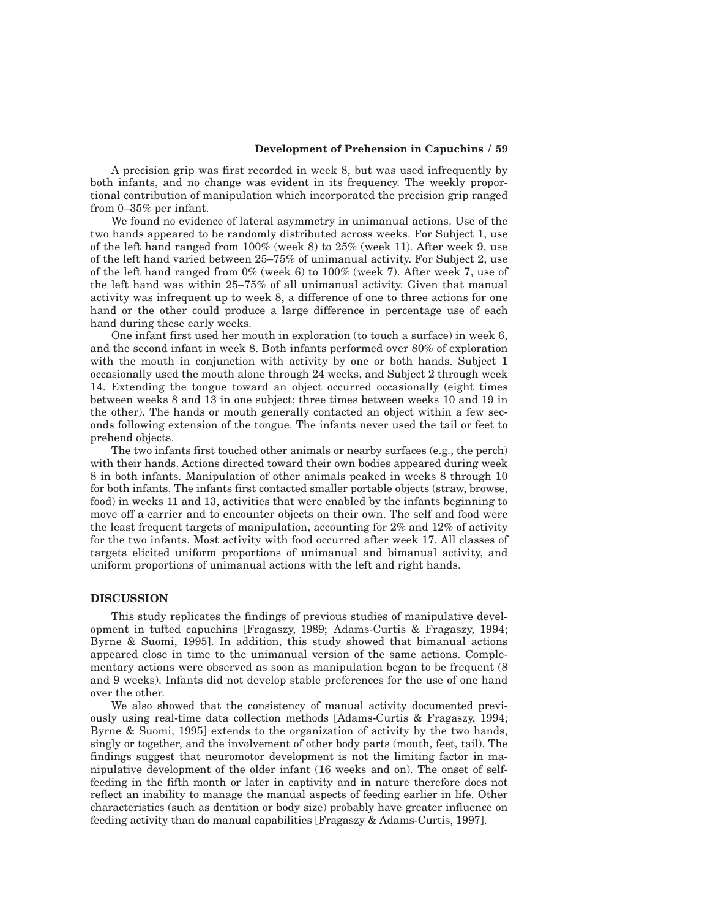A precision grip was first recorded in week 8, but was used infrequently by both infants, and no change was evident in its frequency. The weekly proportional contribution of manipulation which incorporated the precision grip ranged from 0–35% per infant.

We found no evidence of lateral asymmetry in unimanual actions. Use of the two hands appeared to be randomly distributed across weeks. For Subject 1, use of the left hand ranged from 100% (week 8) to 25% (week 11). After week 9, use of the left hand varied between 25–75% of unimanual activity. For Subject 2, use of the left hand ranged from 0% (week 6) to 100% (week 7). After week 7, use of the left hand was within 25–75% of all unimanual activity. Given that manual activity was infrequent up to week 8, a difference of one to three actions for one hand or the other could produce a large difference in percentage use of each hand during these early weeks.

One infant first used her mouth in exploration (to touch a surface) in week 6, and the second infant in week 8. Both infants performed over 80% of exploration with the mouth in conjunction with activity by one or both hands. Subject 1 occasionally used the mouth alone through 24 weeks, and Subject 2 through week 14. Extending the tongue toward an object occurred occasionally (eight times between weeks 8 and 13 in one subject; three times between weeks 10 and 19 in the other). The hands or mouth generally contacted an object within a few seconds following extension of the tongue. The infants never used the tail or feet to prehend objects.

The two infants first touched other animals or nearby surfaces (e.g., the perch) with their hands. Actions directed toward their own bodies appeared during week 8 in both infants. Manipulation of other animals peaked in weeks 8 through 10 for both infants. The infants first contacted smaller portable objects (straw, browse, food) in weeks 11 and 13, activities that were enabled by the infants beginning to move off a carrier and to encounter objects on their own. The self and food were the least frequent targets of manipulation, accounting for 2% and 12% of activity for the two infants. Most activity with food occurred after week 17. All classes of targets elicited uniform proportions of unimanual and bimanual activity, and uniform proportions of unimanual actions with the left and right hands.

## DISCUSSION

This study replicates the findings of previous studies of manipulative development in tufted capuchins [Fragaszy, 1989; Adams-Curtis & Fragaszy, 1994; Byrne & Suomi, 1995]. In addition, this study showed that bimanual actions appeared close in time to the unimanual version of the same actions. Complementary actions were observed as soon as manipulation began to be frequent (8 and 9 weeks). Infants did not develop stable preferences for the use of one hand over the other.

We also showed that the consistency of manual activity documented previously using real-time data collection methods [Adams-Curtis & Fragaszy, 1994; Byrne & Suomi, 1995] extends to the organization of activity by the two hands, singly or together, and the involvement of other body parts (mouth, feet, tail). The findings suggest that neuromotor development is not the limiting factor in manipulative development of the older infant (16 weeks and on). The onset of self-feeding in the fifth month or later in captivity and in nature therefore does not reflect an inability to manage the manual aspects of feeding earlier in life. Other characteristics (such as dentition or body size) probably have greater influence on feeding activity than do manual capabilities [Fragaszy & Adams-Curtis, 1997].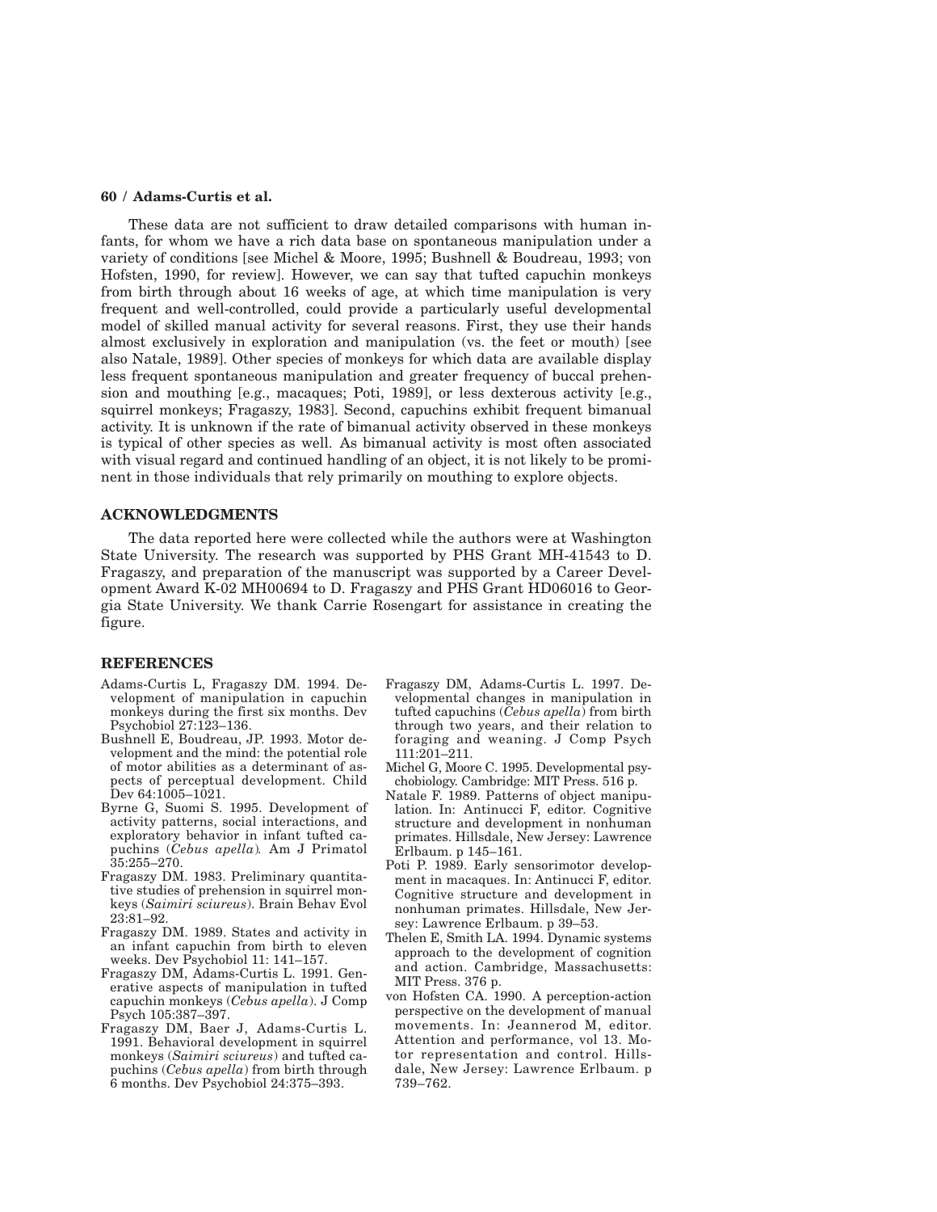These data are not sufficient to draw detailed comparisons with human infants, for whom we have a rich data base on spontaneous manipulation under a variety of conditions [see Michel & Moore, 1995; Bushnell & Boudreau, 1993; von Hofsten, 1990, for review]. However, we can say that tufted capuchin monkeys from birth through about 16 weeks of age, at which time manipulation is very frequent and well-controlled, could provide a particularly useful developmental model of skilled manual activity for several reasons. First, they use their hands almost exclusively in exploration and manipulation (vs. the feet or mouth) [see also Natale, 1989]. Other species of monkeys for which data are available display less frequent spontaneous manipulation and greater frequency of buccal prehension and mouthing [e.g., macaques; Poti, 1989], or less dexterous activity [e.g., squirrel monkeys; Fragaszy, 1983]. Second, capuchins exhibit frequent bimanual activity. It is unknown if the rate of bimanual activity observed in these monkeys is typical of other species as well. As bimanual activity is most often associated with visual regard and continued handling of an object, it is not likely to be prominent in those individuals that rely primarily on mouthing to explore objects.

## ACKNOWLEDGMENTS

The data reported here were collected while the authors were at Washington State University. The research was supported by PHS Grant MH-41543 to D. Fragaszy, and preparation of the manuscript was supported by a Career Development Award K-02 MH00694 to D. Fragaszy and PHS Grant HD06016 to Georgia State University. We thank Carrie Rosengart for assistance in creating the figure.

## REFERENCES

Adams-Curtis L, Fragaszy DM. 1994. Development of manipulation in capuchin monkeys during the first six months. Dev Psychobiol 27:123–136.

Bushnell E, Boudreau, JP. 1993. Motor development and the mind: the potential role of motor abilities as a determinant of aspects of perceptual development. Child Dev 64:1005–1021.

Byrne G, Suomi S. 1995. Development of activity patterns, social interactions, and exploratory behavior in infant tufted capuchins (*Cebus apella*). Am J Primatol 35:255–270.

Fragaszy DM. 1983. Preliminary quantitative studies of prehension in squirrel monkeys (*Saimiri sciureus*). Brain Behav Evol 23:81–92.

Fragaszy DM. 1989. States and activity in an infant capuchin from birth to eleven weeks. Dev Psychobiol 11: 141–157.

Fragaszy DM, Adams-Curtis L. 1991. Generative aspects of manipulation in tufted capuchin monkeys (*Cebus apella*). J Comp Psych 105:387–397.

Fragaszy DM, Baer J, Adams-Curtis L. 1991. Behavioral development in squirrel monkeys (*Saimiri sciureus*) and tufted capuchins (*Cebus apella*) from birth through 6 months. Dev Psychobiol 24:375–393.

Fragaszy DM, Adams-Curtis L. 1997. Developmental changes in manipulation in tufted capuchins (*Cebus apella*) from birth through two years, and their relation to foraging and weaning. J Comp Psych 111:201–211.

Michel G, Moore C. 1995. Developmental psychobiology. Cambridge: MIT Press. 516 p.

Natale F. 1989. Patterns of object manipulation. In: Antinucci F, editor. Cognitive structure and development in nonhuman primates. Hillsdale, New Jersey: Lawrence Erlbaum. p 145–161.

Poti P. 1989. Early sensorimotor development in macaques. In: Antinucci F, editor. Cognitive structure and development in nonhuman primates. Hillsdale, New Jersey: Lawrence Erlbaum. p 39–53.

Thelen E, Smith LA. 1994. Dynamic systems approach to the development of cognition and action. Cambridge, Massachusetts: MIT Press. 376 p.

von Hofsten CA. 1990. A perception-action perspective on the development of manual movements. In: Jeannerod M, editor. Attention and performance, vol 13. Motor representation and control. Hillsdale, New Jersey: Lawrence Erlbaum. p 739–762.